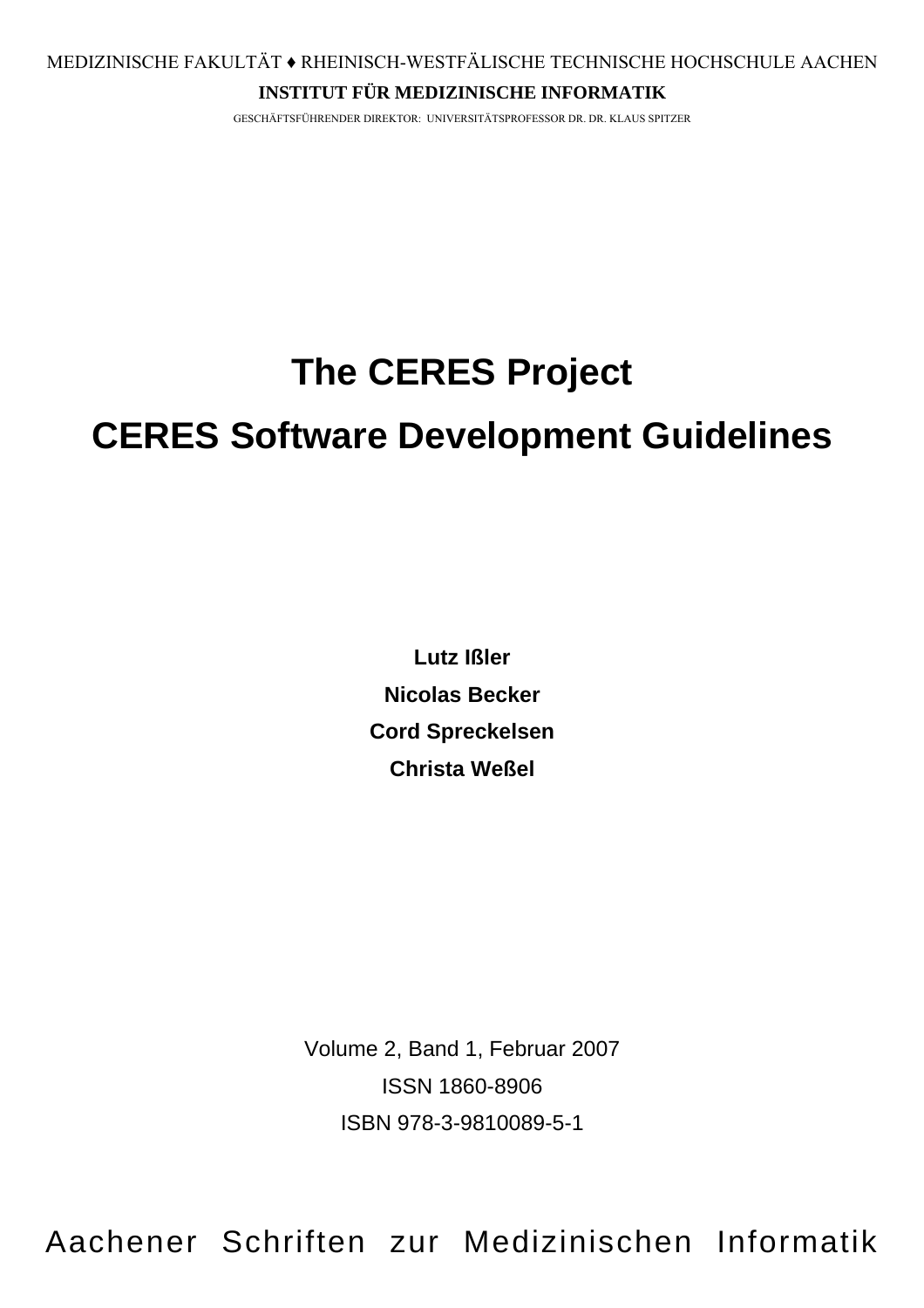MEDIZINISCHE FAKULTÄT ♦ RHEINISCH-WESTFÄLISCHE TECHNISCHE HOCHSCHULE AACHEN

**INSTITUT FÜR MEDIZINISCHE INFORMATIK**

GESCHÄFTSFÜHRENDER DIREKTOR: UNIVERSITÄTSPROFESSOR DR. DR. KLAUS SPITZER

# The CERES Project

# CERES Software Development Guidelines

**Lutz Ißler**

**Nicolas Becker**

**Cord Spreckelsen**

**Christa Weßel**

Volume 2, Band 1, Februar 2007

ISSN 1860-8906

ISBN 978-3-9810089-5-1

Aachener Schriften zur Medizinischen Informatik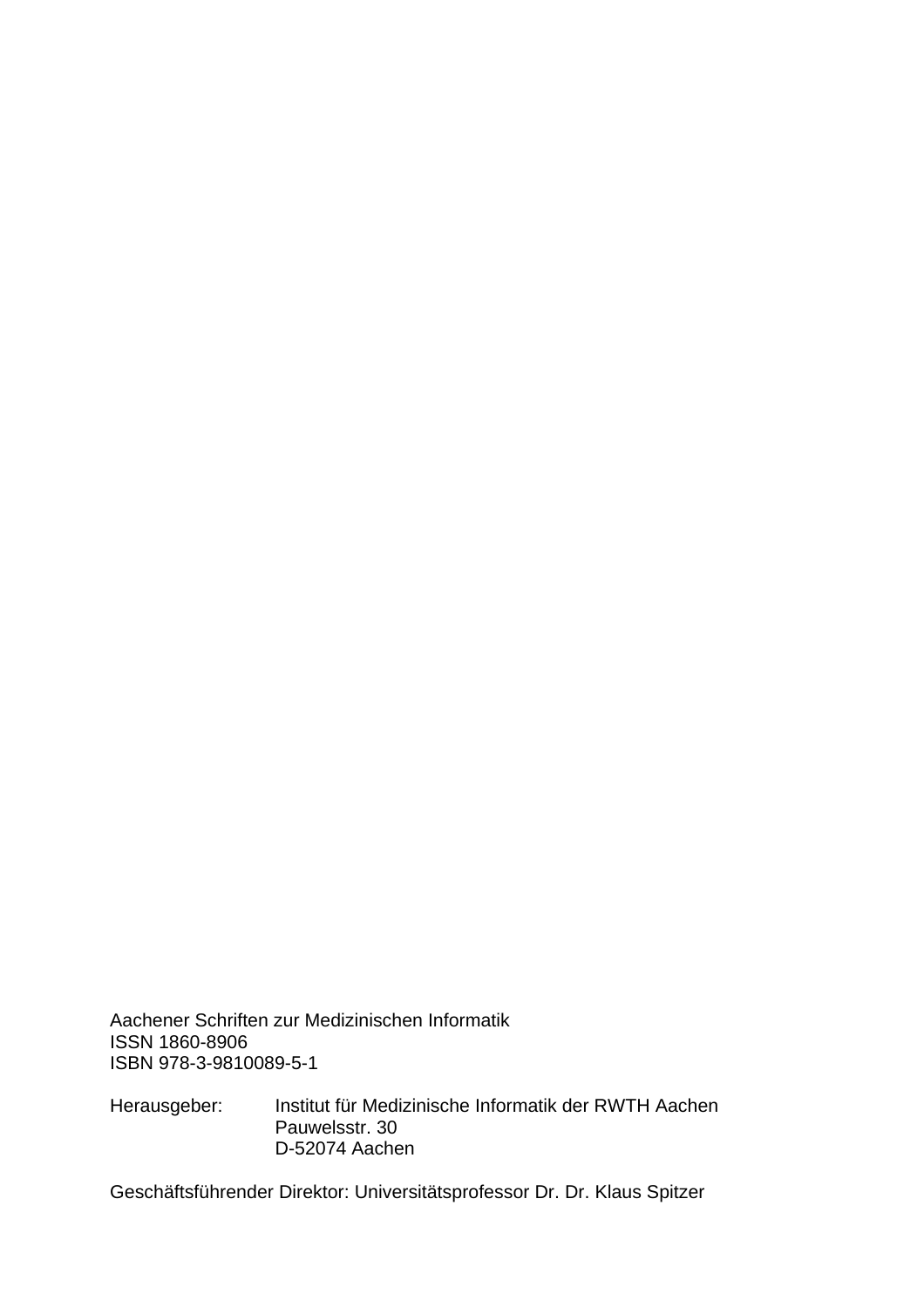Aachener Schriften zur Medizinischen Informatik
ISSN 1860-8906
ISBN 978-3-9810089-5-1

Herausgeber: Institut für Medizinische Informatik der RWTH Aachen
Pauwelsstr. 30
D-52074 Aachen

Geschäftsführender Direktor: Universitätsprofessor Dr. Dr. Klaus Spitzer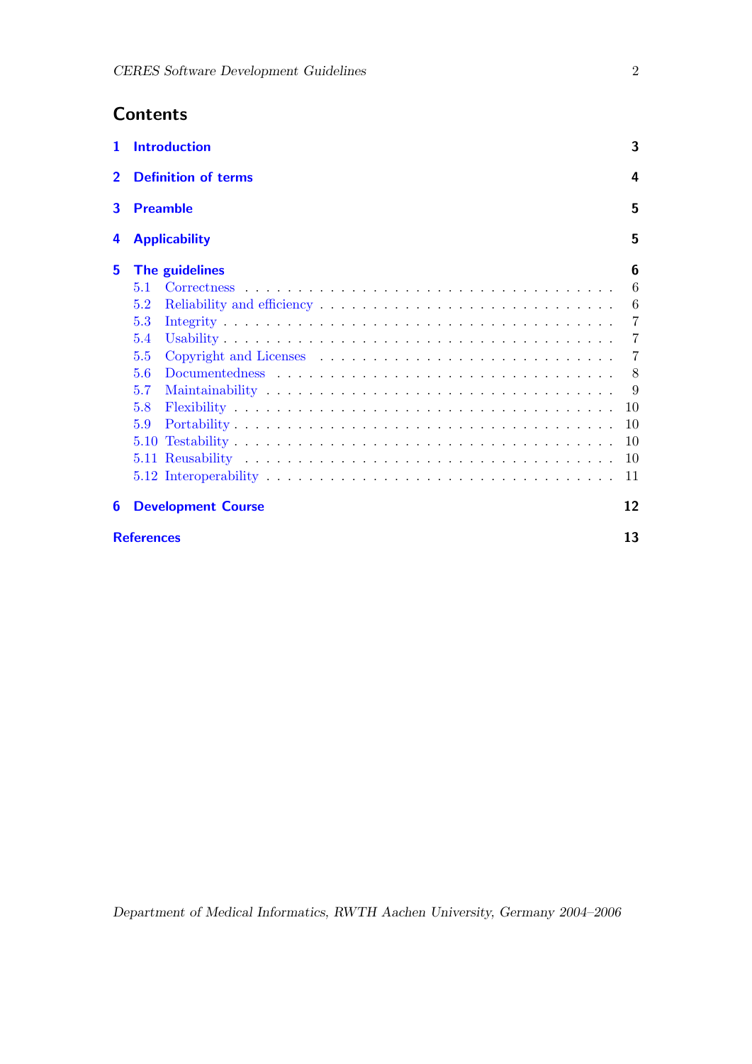# Contents

- 1 Introduction — 3
- 2 Definition of terms — 4
- 3 Preamble — 5
- 4 Applicability — 5
- 5 The guidelines — 6
  - 5.1 Correctness — 6
  - 5.2 Reliability and efficiency — 6
  - 5.3 Integrity — 7
  - 5.4 Usability — 7
  - 5.5 Copyright and Licenses — 7
  - 5.6 Documentedness — 8
  - 5.7 Maintainability — 9
  - 5.8 Flexibility — 10
  - 5.9 Portability — 10
  - 5.10 Testability — 10
  - 5.11 Reusability — 10
  - 5.12 Interoperability — 11
- 6 Development Course — 12
- References — 13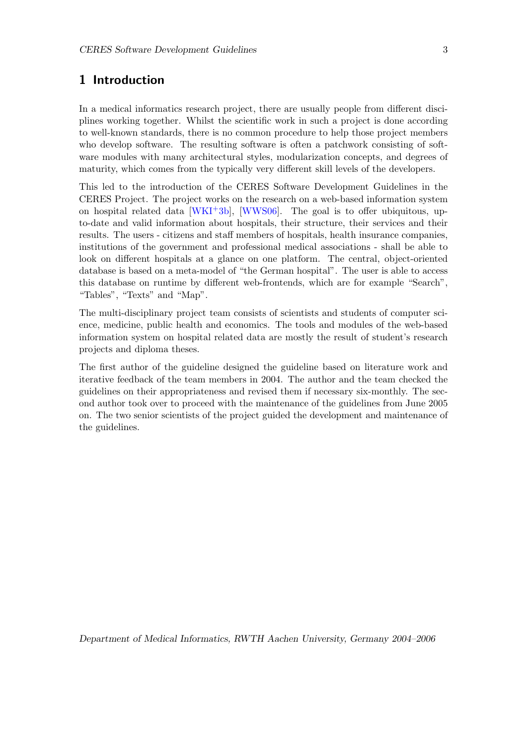# 1 Introduction

In a medical informatics research project, there are usually people from different disciplines working together. Whilst the scientific work in such a project is done according to well-known standards, there is no common procedure to help those project members who develop software. The resulting software is often a patchwork consisting of software modules with many architectural styles, modularization concepts, and degrees of maturity, which comes from the typically very different skill levels of the developers.

This led to the introduction of the CERES Software Development Guidelines in the CERES Project. The project works on the research on a web-based information system on hospital related data [WKI+3b], [WWS06]. The goal is to offer ubiquitous, up-to-date and valid information about hospitals, their structure, their services and their results. The users - citizens and staff members of hospitals, health insurance companies, institutions of the government and professional medical associations - shall be able to look on different hospitals at a glance on one platform. The central, object-oriented database is based on a meta-model of "the German hospital". The user is able to access this database on runtime by different web-frontends, which are for example "Search", "Tables", "Texts" and "Map".

The multi-disciplinary project team consists of scientists and students of computer science, medicine, public health and economics. The tools and modules of the web-based information system on hospital related data are mostly the result of student's research projects and diploma theses.

The first author of the guideline designed the guideline based on literature work and iterative feedback of the team members in 2004. The author and the team checked the guidelines on their appropriateness and revised them if necessary six-monthly. The second author took over to proceed with the maintenance of the guidelines from June 2005 on. The two senior scientists of the project guided the development and maintenance of the guidelines.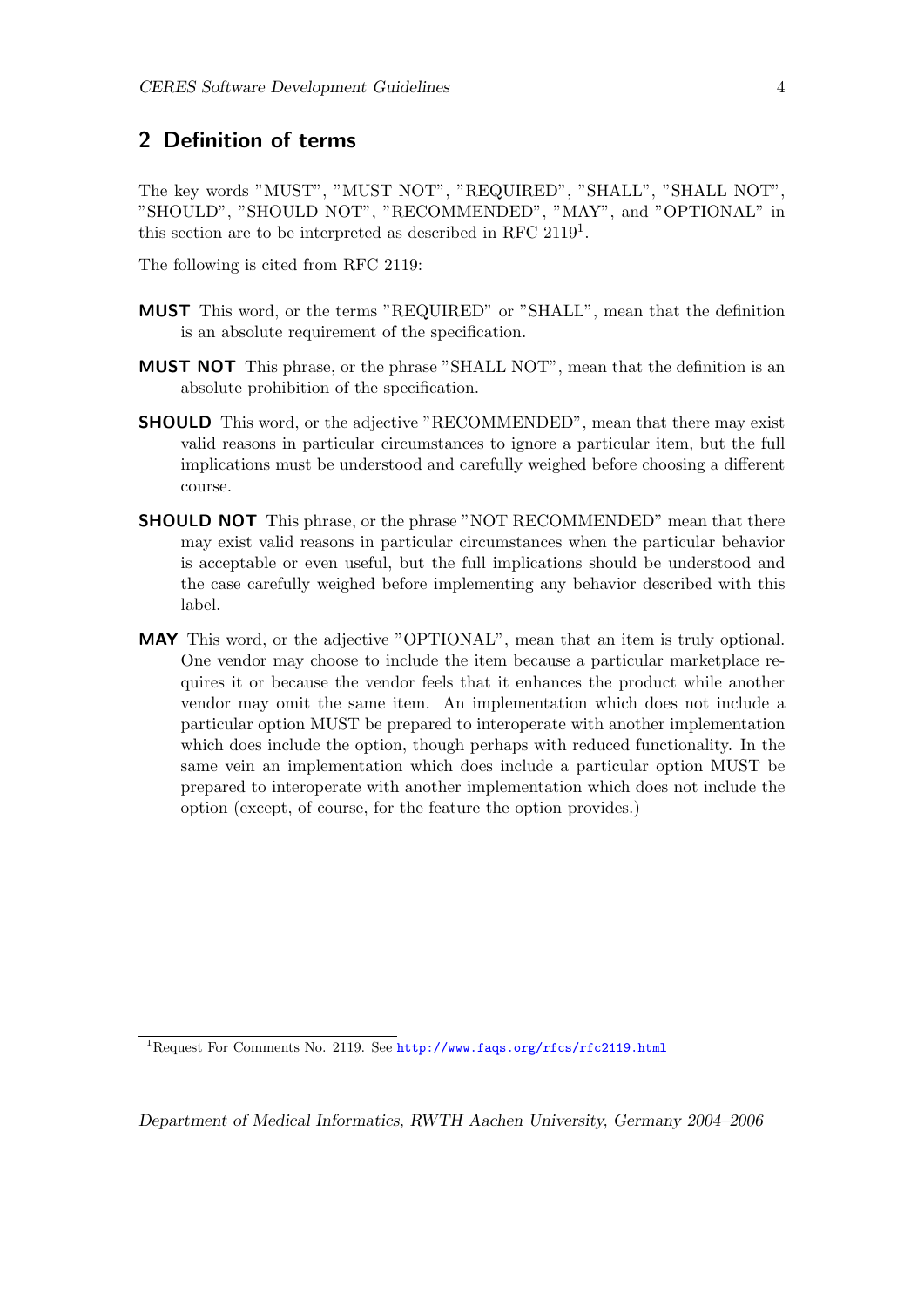## 2 Definition of terms

The key words "MUST", "MUST NOT", "REQUIRED", "SHALL", "SHALL NOT", "SHOULD", "SHOULD NOT", "RECOMMENDED", "MAY", and "OPTIONAL" in this section are to be interpreted as described in RFC 2119[1].

The following is cited from RFC 2119:

**MUST** This word, or the terms "REQUIRED" or "SHALL", mean that the definition is an absolute requirement of the specification.

**MUST NOT** This phrase, or the phrase "SHALL NOT", mean that the definition is an absolute prohibition of the specification.

**SHOULD** This word, or the adjective "RECOMMENDED", mean that there may exist valid reasons in particular circumstances to ignore a particular item, but the full implications must be understood and carefully weighed before choosing a different course.

**SHOULD NOT** This phrase, or the phrase "NOT RECOMMENDED" mean that there may exist valid reasons in particular circumstances when the particular behavior is acceptable or even useful, but the full implications should be understood and the case carefully weighed before implementing any behavior described with this label.

**MAY** This word, or the adjective "OPTIONAL", mean that an item is truly optional. One vendor may choose to include the item because a particular marketplace requires it or because the vendor feels that it enhances the product while another vendor may omit the same item. An implementation which does not include a particular option MUST be prepared to interoperate with another implementation which does include the option, though perhaps with reduced functionality. In the same vein an implementation which does include a particular option MUST be prepared to interoperate with another implementation which does not include the option (except, of course, for the feature the option provides.)

[1] Request For Comments No. 2119. See http://www.faqs.org/rfcs/rfc2119.html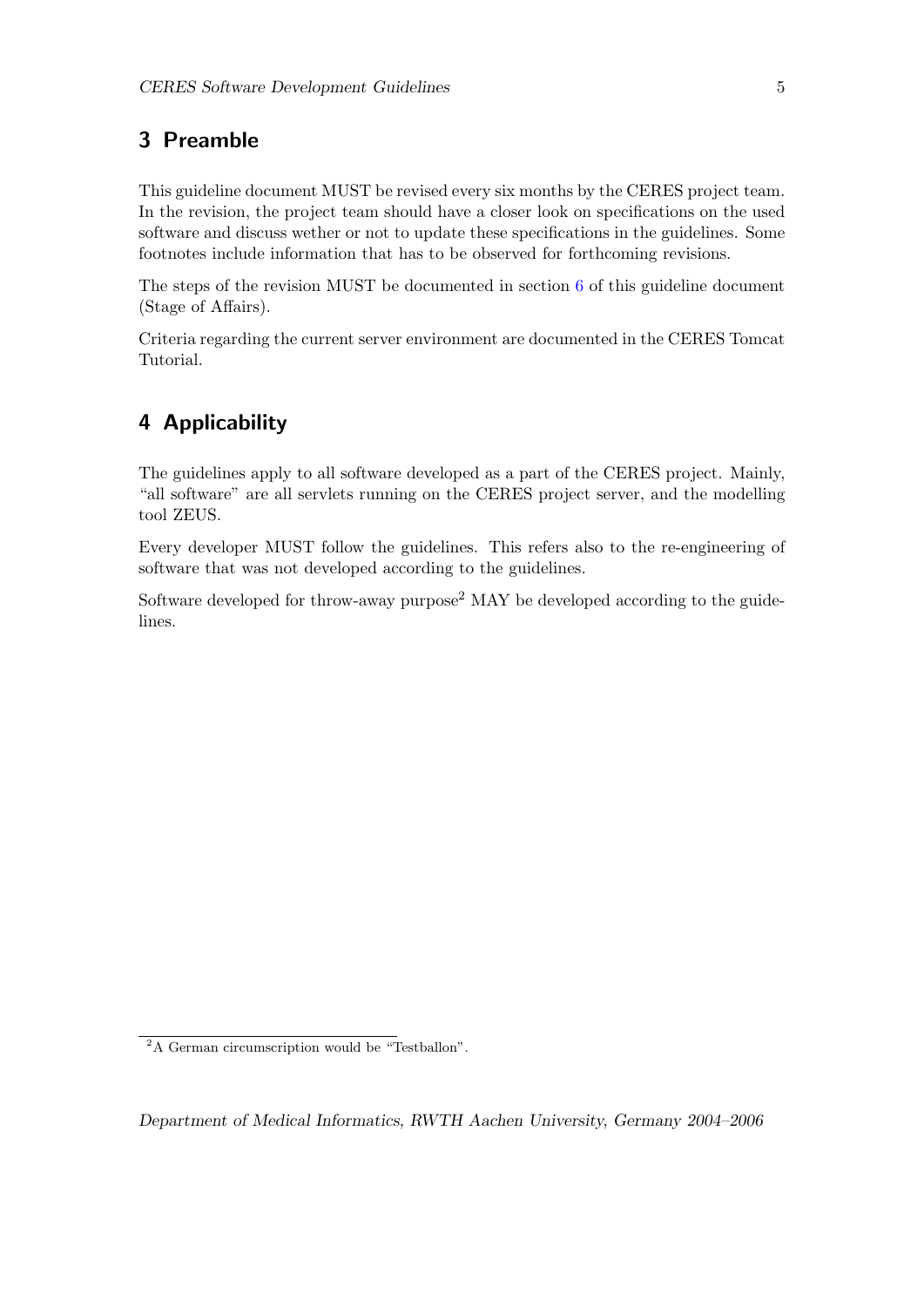## 3 Preamble

This guideline document MUST be revised every six months by the CERES project team. In the revision, the project team should have a closer look on specifications on the used software and discuss wether or not to update these specifications in the guidelines. Some footnotes include information that has to be observed for forthcoming revisions.

The steps of the revision MUST be documented in section 6 of this guideline document (Stage of Affairs).

Criteria regarding the current server environment are documented in the CERES Tomcat Tutorial.

## 4 Applicability

The guidelines apply to all software developed as a part of the CERES project. Mainly, "all software" are all servlets running on the CERES project server, and the modelling tool ZEUS.

Every developer MUST follow the guidelines. This refers also to the re-engineering of software that was not developed according to the guidelines.

Software developed for throw-away purpose[2] MAY be developed according to the guidelines.

[2] A German circumscription would be "Testballon".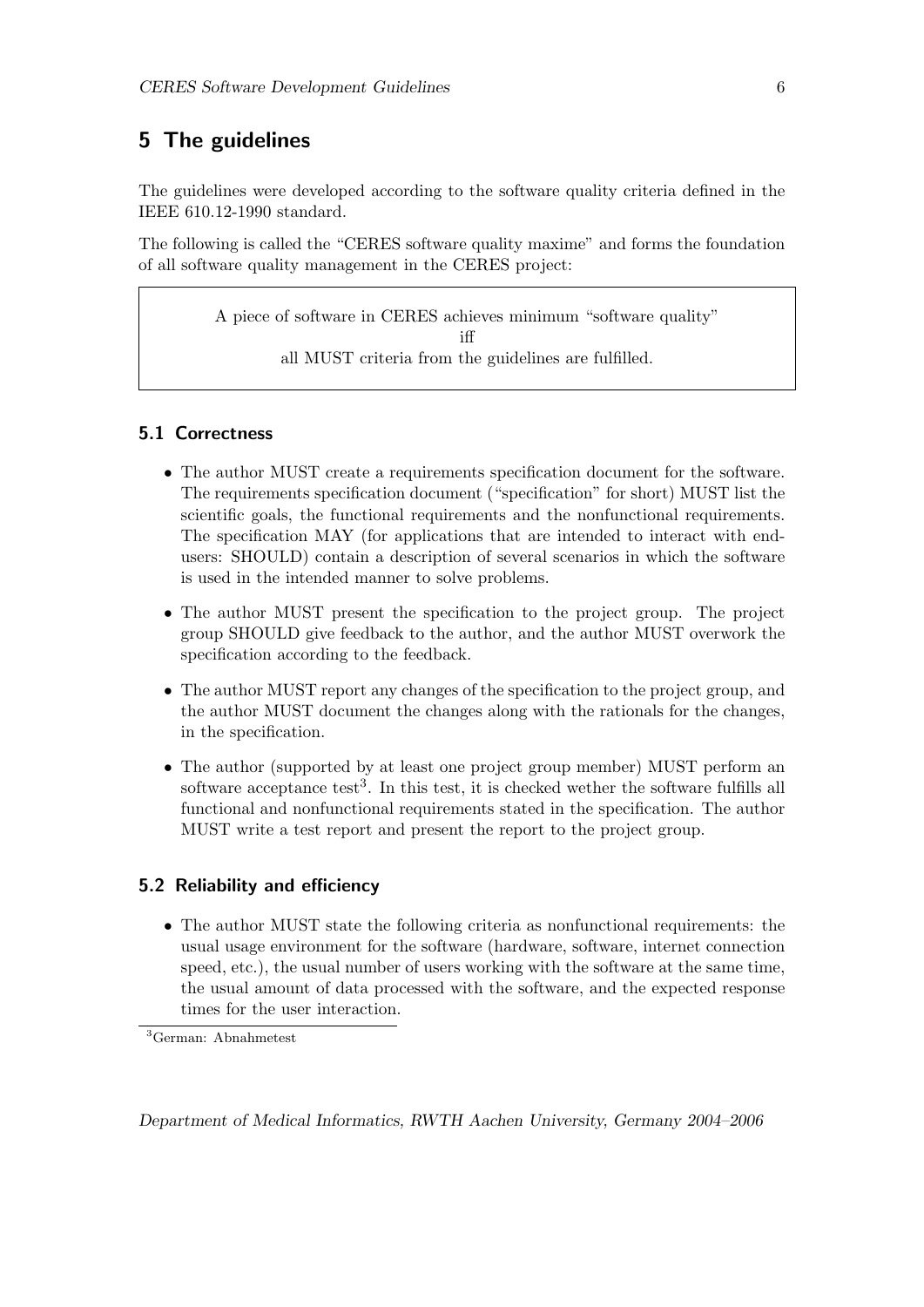# 5 The guidelines

The guidelines were developed according to the software quality criteria defined in the IEEE 610.12-1990 standard.

The following is called the "CERES software quality maxime" and forms the foundation of all software quality management in the CERES project:

> A piece of software in CERES achieves minimum "software quality"
> iff
> all MUST criteria from the guidelines are fulfilled.

## 5.1 Correctness

- The author MUST create a requirements specification document for the software. The requirements specification document ("specification" for short) MUST list the scientific goals, the functional requirements and the nonfunctional requirements. The specification MAY (for applications that are intended to interact with end-users: SHOULD) contain a description of several scenarios in which the software is used in the intended manner to solve problems.
- The author MUST present the specification to the project group. The project group SHOULD give feedback to the author, and the author MUST overwork the specification according to the feedback.
- The author MUST report any changes of the specification to the project group, and the author MUST document the changes along with the rationals for the changes, in the specification.
- The author (supported by at least one project group member) MUST perform an software acceptance test[3]. In this test, it is checked wether the software fulfills all functional and nonfunctional requirements stated in the specification. The author MUST write a test report and present the report to the project group.

## 5.2 Reliability and efficiency

- The author MUST state the following criteria as nonfunctional requirements: the usual usage environment for the software (hardware, software, internet connection speed, etc.), the usual number of users working with the software at the same time, the usual amount of data processed with the software, and the expected response times for the user interaction.

[3] German: Abnahmetest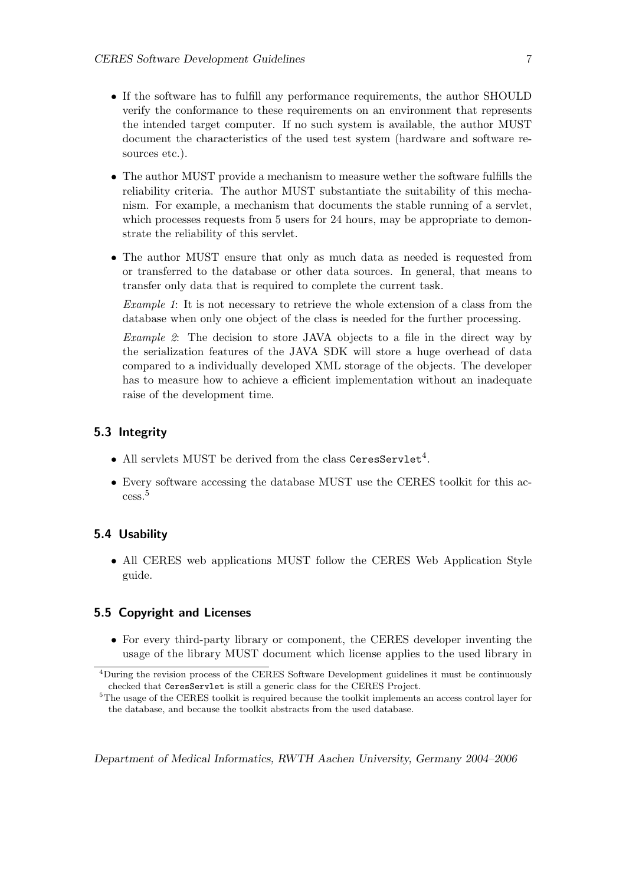- If the software has to fulfill any performance requirements, the author SHOULD verify the conformance to these requirements on an environment that represents the intended target computer. If no such system is available, the author MUST document the characteristics of the used test system (hardware and software resources etc.).
- The author MUST provide a mechanism to measure wether the software fulfills the reliability criteria. The author MUST substantiate the suitability of this mechanism. For example, a mechanism that documents the stable running of a servlet, which processes requests from 5 users for 24 hours, may be appropriate to demonstrate the reliability of this servlet.
- The author MUST ensure that only as much data as needed is requested from or transferred to the database or other data sources. In general, that means to transfer only data that is required to complete the current task.

  *Example 1*: It is not necessary to retrieve the whole extension of a class from the database when only one object of the class is needed for the further processing.

  *Example 2*: The decision to store JAVA objects to a file in the direct way by the serialization features of the JAVA SDK will store a huge overhead of data compared to a individually developed XML storage of the objects. The developer has to measure how to achieve a efficient implementation without an inadequate raise of the development time.

### 5.3 Integrity

- All servlets MUST be derived from the class `CeresServlet`[4].
- Every software accessing the database MUST use the CERES toolkit for this access.[5]

### 5.4 Usability

- All CERES web applications MUST follow the CERES Web Application Style guide.

### 5.5 Copyright and Licenses

- For every third-party library or component, the CERES developer inventing the usage of the library MUST document which license applies to the used library in

[4] During the revision process of the CERES Software Development guidelines it must be continuously checked that `CeresServlet` is still a generic class for the CERES Project.

[5] The usage of the CERES toolkit is required because the toolkit implements an access control layer for the database, and because the toolkit abstracts from the used database.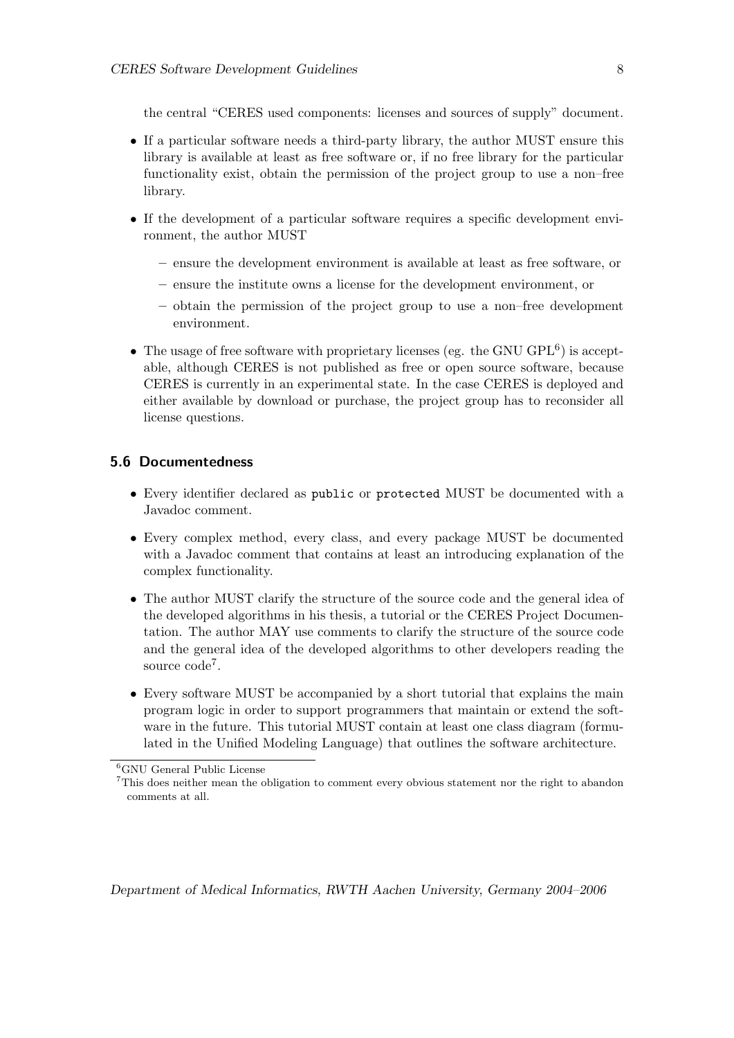the central "CERES used components: licenses and sources of supply" document.

- If a particular software needs a third-party library, the author MUST ensure this library is available at least as free software or, if no free library for the particular functionality exist, obtain the permission of the project group to use a non–free library.
- If the development of a particular software requires a specific development environment, the author MUST
  - ensure the development environment is available at least as free software, or
  - ensure the institute owns a license for the development environment, or
  - obtain the permission of the project group to use a non–free development environment.
- The usage of free software with proprietary licenses (eg. the GNU GPL[6]) is acceptable, although CERES is not published as free or open source software, because CERES is currently in an experimental state. In the case CERES is deployed and either available by download or purchase, the project group has to reconsider all license questions.

## 5.6 Documentedness

- Every identifier declared as `public` or `protected` MUST be documented with a Javadoc comment.
- Every complex method, every class, and every package MUST be documented with a Javadoc comment that contains at least an introducing explanation of the complex functionality.
- The author MUST clarify the structure of the source code and the general idea of the developed algorithms in his thesis, a tutorial or the CERES Project Documentation. The author MAY use comments to clarify the structure of the source code and the general idea of the developed algorithms to other developers reading the source code[7].
- Every software MUST be accompanied by a short tutorial that explains the main program logic in order to support programmers that maintain or extend the software in the future. This tutorial MUST contain at least one class diagram (formulated in the Unified Modeling Language) that outlines the software architecture.

[6] GNU General Public License

[7] This does neither mean the obligation to comment every obvious statement nor the right to abandon comments at all.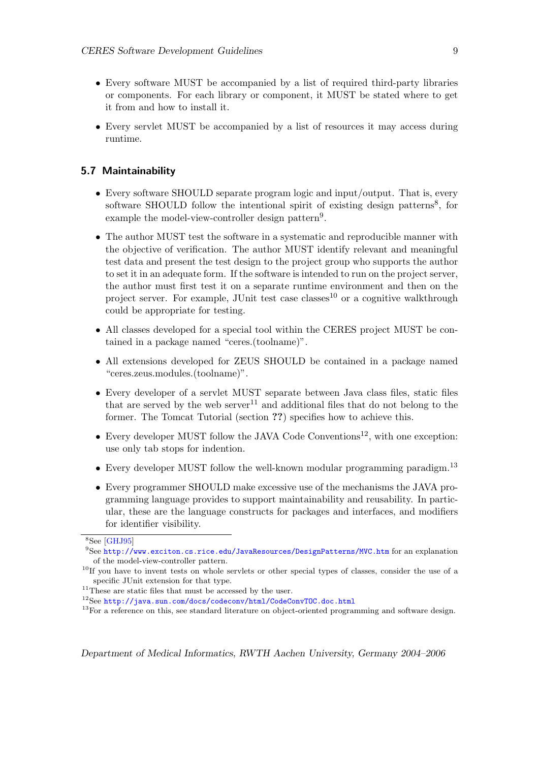- Every software MUST be accompanied by a list of required third-party libraries or components. For each library or component, it MUST be stated where to get it from and how to install it.
- Every servlet MUST be accompanied by a list of resources it may access during runtime.

## 5.7 Maintainability

- Every software SHOULD separate program logic and input/output. That is, every software SHOULD follow the intentional spirit of existing design patterns[8], for example the model-view-controller design pattern[9].
- The author MUST test the software in a systematic and reproducible manner with the objective of verification. The author MUST identify relevant and meaningful test data and present the test design to the project group who supports the author to set it in an adequate form. If the software is intended to run on the project server, the author must first test it on a separate runtime environment and then on the project server. For example, JUnit test case classes[10] or a cognitive walkthrough could be appropriate for testing.
- All classes developed for a special tool within the CERES project MUST be contained in a package named "ceres.(toolname)".
- All extensions developed for ZEUS SHOULD be contained in a package named "ceres.zeus.modules.(toolname)".
- Every developer of a servlet MUST separate between Java class files, static files that are served by the web server[11] and additional files that do not belong to the former. The Tomcat Tutorial (section **??**) specifies how to achieve this.
- Every developer MUST follow the JAVA Code Conventions[12], with one exception: use only tab stops for indention.
- Every developer MUST follow the well-known modular programming paradigm.[13]
- Every programmer SHOULD make excessive use of the mechanisms the JAVA programming language provides to support maintainability and reusability. In particular, these are the language constructs for packages and interfaces, and modifiers for identifier visibility.

---

[8] See [GHJ95]

[9] See http://www.exciton.cs.rice.edu/JavaResources/DesignPatterns/MVC.htm for an explanation of the model-view-controller pattern.

[10] If you have to invent tests on whole servlets or other special types of classes, consider the use of a specific JUnit extension for that type.

[11] These are static files that must be accessed by the user.

[12] See http://java.sun.com/docs/codeconv/html/CodeConvTOC.doc.html

[13] For a reference on this, see standard literature on object-oriented programming and software design.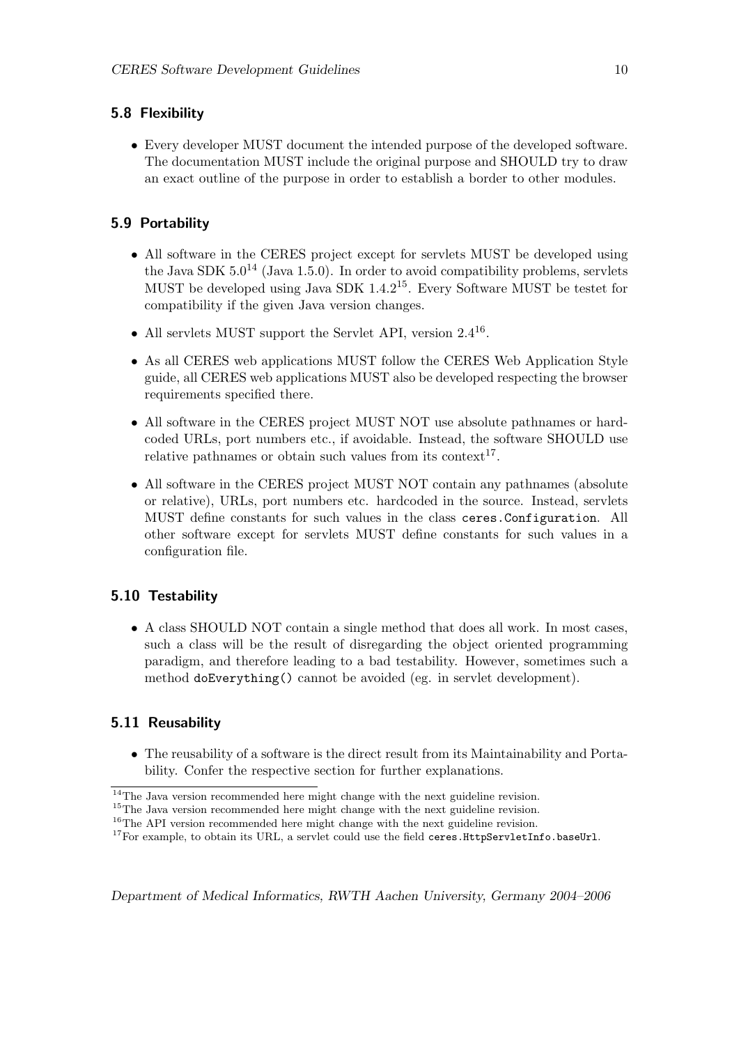### 5.8 Flexibility

- Every developer MUST document the intended purpose of the developed software. The documentation MUST include the original purpose and SHOULD try to draw an exact outline of the purpose in order to establish a border to other modules.

### 5.9 Portability

- All software in the CERES project except for servlets MUST be developed using the Java SDK 5.0[14] (Java 1.5.0). In order to avoid compatibility problems, servlets MUST be developed using Java SDK 1.4.2[15]. Every Software MUST be testet for compatibility if the given Java version changes.
- All servlets MUST support the Servlet API, version 2.4[16].
- As all CERES web applications MUST follow the CERES Web Application Style guide, all CERES web applications MUST also be developed respecting the browser requirements specified there.
- All software in the CERES project MUST NOT use absolute pathnames or hardcoded URLs, port numbers etc., if avoidable. Instead, the software SHOULD use relative pathnames or obtain such values from its context[17].
- All software in the CERES project MUST NOT contain any pathnames (absolute or relative), URLs, port numbers etc. hardcoded in the source. Instead, servlets MUST define constants for such values in the class `ceres.Configuration`. All other software except for servlets MUST define constants for such values in a configuration file.

### 5.10 Testability

- A class SHOULD NOT contain a single method that does all work. In most cases, such a class will be the result of disregarding the object oriented programming paradigm, and therefore leading to a bad testability. However, sometimes such a method `doEverything()` cannot be avoided (eg. in servlet development).

### 5.11 Reusability

- The reusability of a software is the direct result from its Maintainability and Portability. Confer the respective section for further explanations.

---

[14] The Java version recommended here might change with the next guideline revision.

[15] The Java version recommended here might change with the next guideline revision.

[16] The API version recommended here might change with the next guideline revision.

[17] For example, to obtain its URL, a servlet could use the field `ceres.HttpServletInfo.baseUrl`.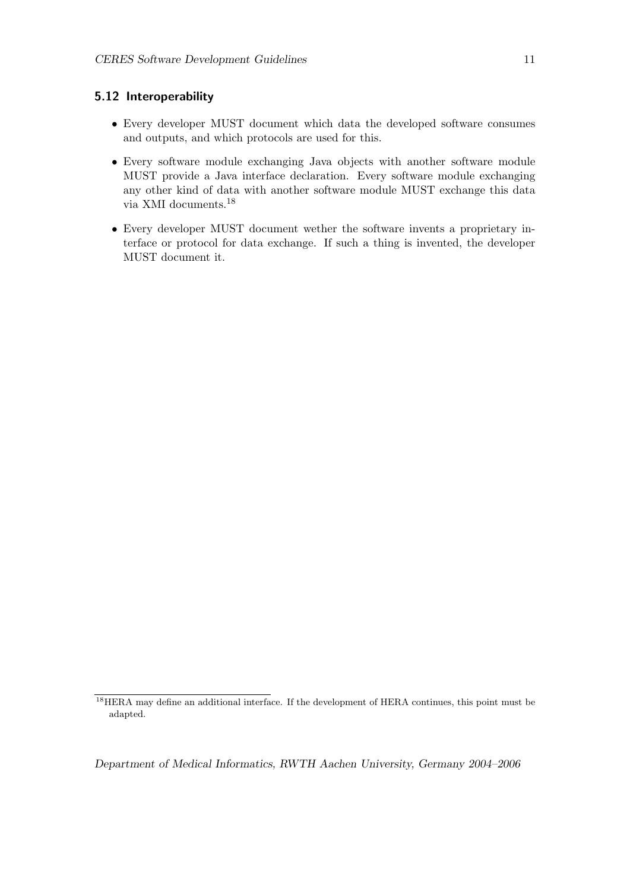### 5.12 Interoperability

- Every developer MUST document which data the developed software consumes and outputs, and which protocols are used for this.
- Every software module exchanging Java objects with another software module MUST provide a Java interface declaration. Every software module exchanging any other kind of data with another software module MUST exchange this data via XMI documents.[18]
- Every developer MUST document wether the software invents a proprietary interface or protocol for data exchange. If such a thing is invented, the developer MUST document it.

[18] HERA may define an additional interface. If the development of HERA continues, this point must be adapted.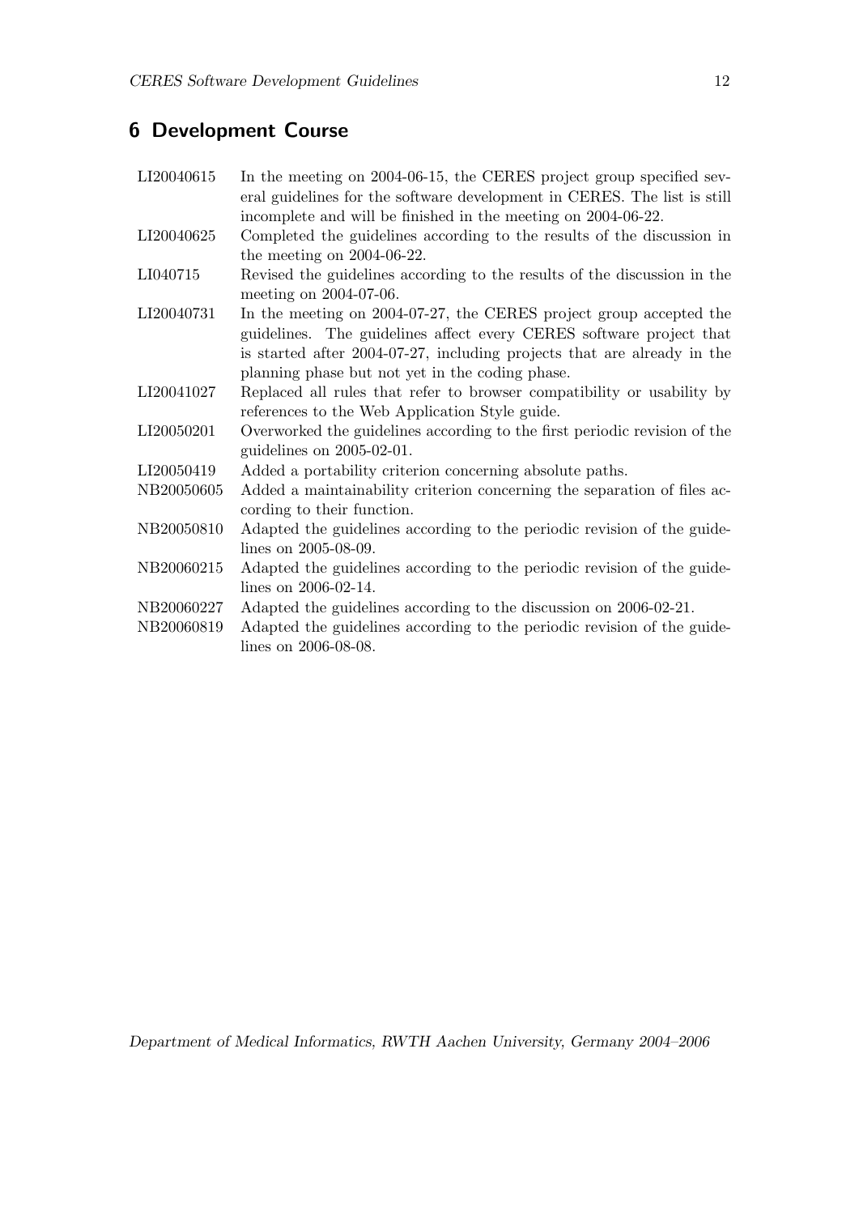# 6 Development Course

| | |
|---|---|
| LI20040615 | In the meeting on 2004-06-15, the CERES project group specified several guidelines for the software development in CERES. The list is still incomplete and will be finished in the meeting on 2004-06-22. |
| LI20040625 | Completed the guidelines according to the results of the discussion in the meeting on 2004-06-22. |
| LI040715 | Revised the guidelines according to the results of the discussion in the meeting on 2004-07-06. |
| LI20040731 | In the meeting on 2004-07-27, the CERES project group accepted the guidelines. The guidelines affect every CERES software project that is started after 2004-07-27, including projects that are already in the planning phase but not yet in the coding phase. |
| LI20041027 | Replaced all rules that refer to browser compatibility or usability by references to the Web Application Style guide. |
| LI20050201 | Overworked the guidelines according to the first periodic revision of the guidelines on 2005-02-01. |
| LI20050419 | Added a portability criterion concerning absolute paths. |
| NB20050605 | Added a maintainability criterion concerning the separation of files according to their function. |
| NB20050810 | Adapted the guidelines according to the periodic revision of the guidelines on 2005-08-09. |
| NB20060215 | Adapted the guidelines according to the periodic revision of the guidelines on 2006-02-14. |
| NB20060227 | Adapted the guidelines according to the discussion on 2006-02-21. |
| NB20060819 | Adapted the guidelines according to the periodic revision of the guidelines on 2006-08-08. |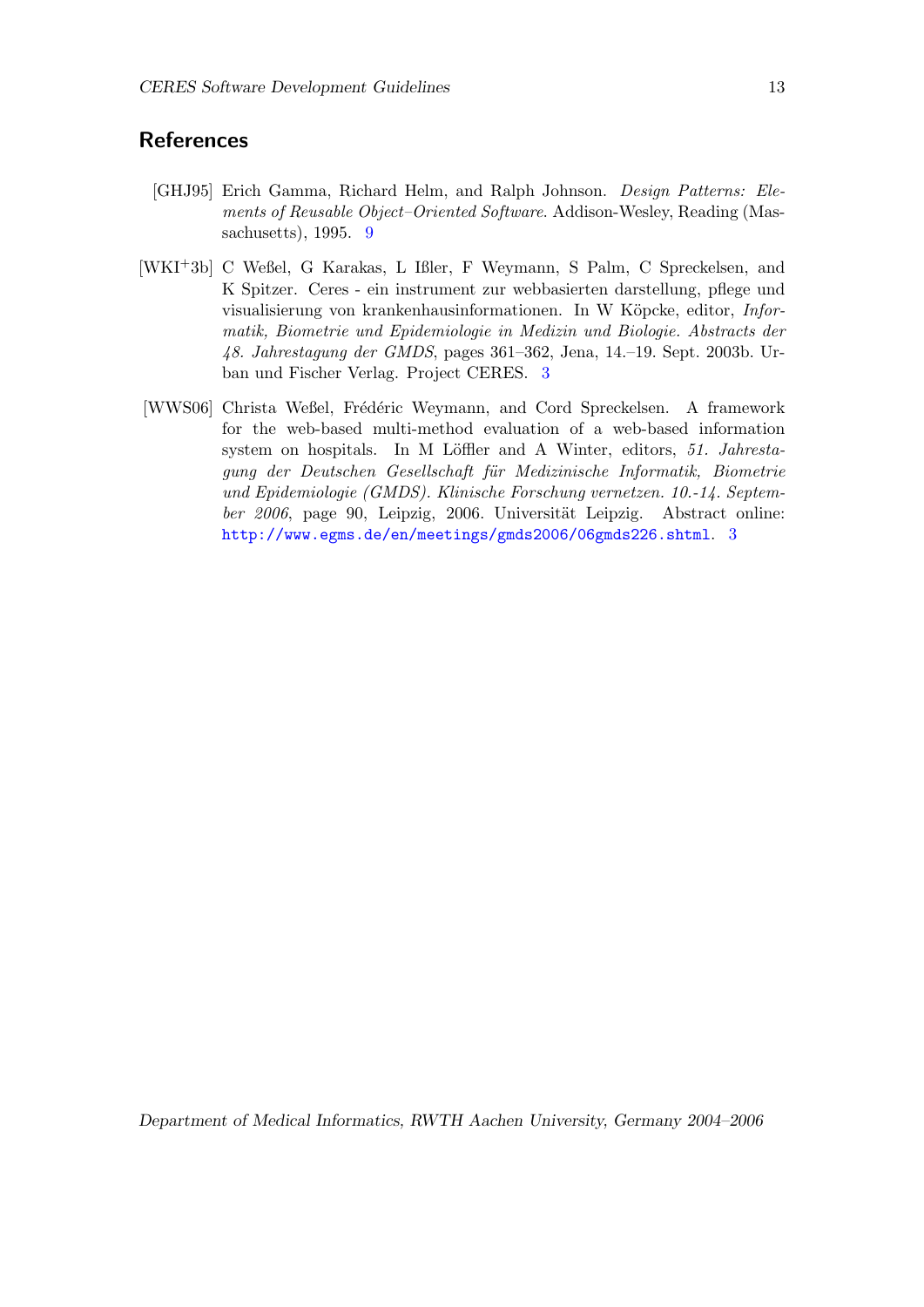## References

[GHJ95] Erich Gamma, Richard Helm, and Ralph Johnson. *Design Patterns: Elements of Reusable Object–Oriented Software*. Addison-Wesley, Reading (Massachusetts), 1995. 9

[WKI+3b] C Weßel, G Karakas, L Ißler, F Weymann, S Palm, C Spreckelsen, and K Spitzer. Ceres - ein instrument zur webbasierten darstellung, pflege und visualisierung von krankenhausinformationen. In W Köpcke, editor, *Informatik, Biometrie und Epidemiologie in Medizin und Biologie. Abstracts der 48. Jahrestagung der GMDS*, pages 361–362, Jena, 14.–19. Sept. 2003b. Urban und Fischer Verlag. Project CERES. 3

[WWS06] Christa Weßel, Frédéric Weymann, and Cord Spreckelsen. A framework for the web-based multi-method evaluation of a web-based information system on hospitals. In M Löffler and A Winter, editors, *51. Jahrestagung der Deutschen Gesellschaft für Medizinische Informatik, Biometrie und Epidemiologie (GMDS). Klinische Forschung vernetzen. 10.-14. September 2006*, page 90, Leipzig, 2006. Universität Leipzig. Abstract online: http://www.egms.de/en/meetings/gmds2006/06gmds226.shtml. 3